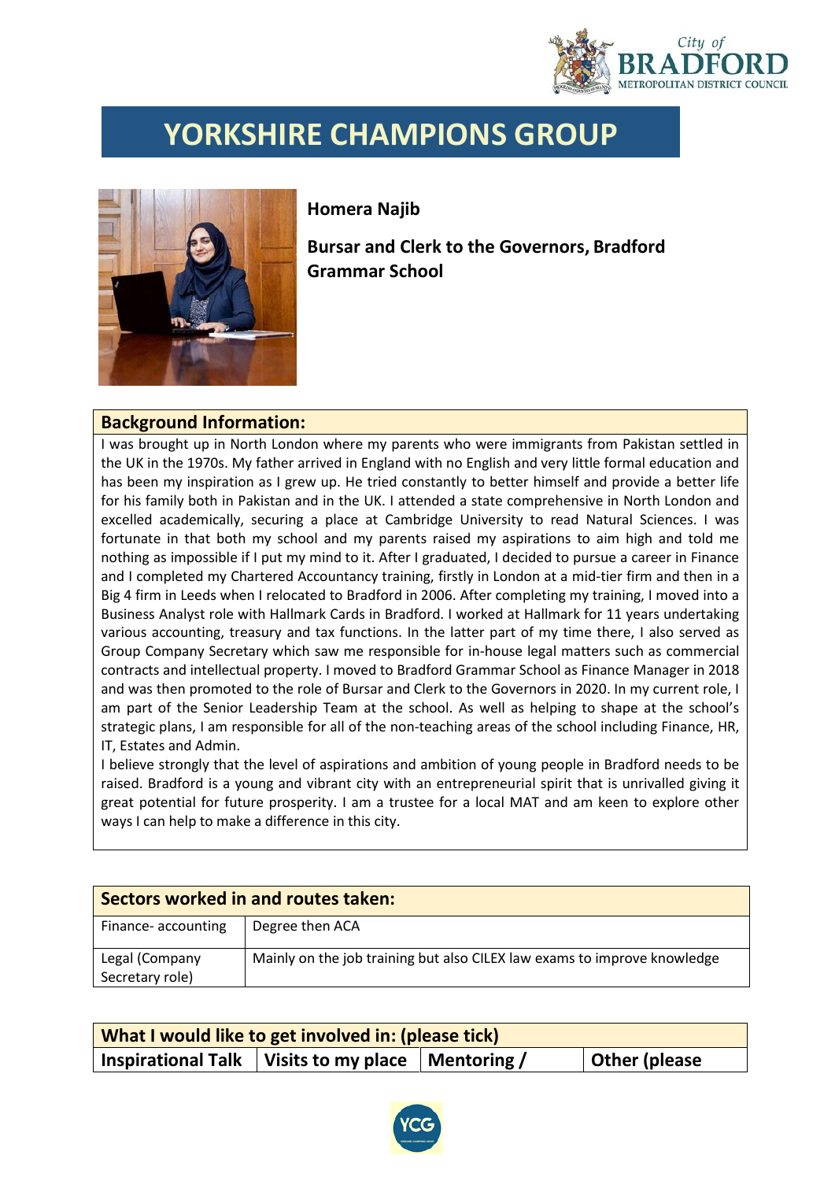# YORKSHIRE CHAMPIONS GROUP

**Homera Najib**

**Bursar and Clerk to the Governors, Bradford Grammar School**

| **Background Information:** |
|---|
| I was brought up in North London where my parents who were immigrants from Pakistan settled in the UK in the 1970s. My father arrived in England with no English and very little formal education and has been my inspiration as I grew up. He tried constantly to better himself and provide a better life for his family both in Pakistan and in the UK. I attended a state comprehensive in North London and excelled academically, securing a place at Cambridge University to read Natural Sciences. I was fortunate in that both my school and my parents raised my aspirations to aim high and told me nothing as impossible if I put my mind to it. After I graduated, I decided to pursue a career in Finance and I completed my Chartered Accountancy training, firstly in London at a mid-tier firm and then in a Big 4 firm in Leeds when I relocated to Bradford in 2006. After completing my training, I moved into a Business Analyst role with Hallmark Cards in Bradford. I worked at Hallmark for 11 years undertaking various accounting, treasury and tax functions. In the latter part of my time there, I also served as Group Company Secretary which saw me responsible for in-house legal matters such as commercial contracts and intellectual property. I moved to Bradford Grammar School as Finance Manager in 2018 and was then promoted to the role of Bursar and Clerk to the Governors in 2020. In my current role, I am part of the Senior Leadership Team at the school. As well as helping to shape at the school's strategic plans, I am responsible for all of the non-teaching areas of the school including Finance, HR, IT, Estates and Admin.<br>I believe strongly that the level of aspirations and ambition of young people in Bradford needs to be raised. Bradford is a young and vibrant city with an entrepreneurial spirit that is unrivalled giving it great potential for future prosperity. I am a trustee for a local MAT and am keen to explore other ways I can help to make a difference in this city. |

| **Sectors worked in and routes taken:** | |
|---|---|
| Finance- accounting | Degree then ACA |
| Legal (Company Secretary role) | Mainly on the job training but also CILEX law exams to improve knowledge |

| **What I would like to get involved in: (please tick)** | | | |
|---|---|---|---|
| **Inspirational Talk** | **Visits to my place** | **Mentoring /** | **Other (please** |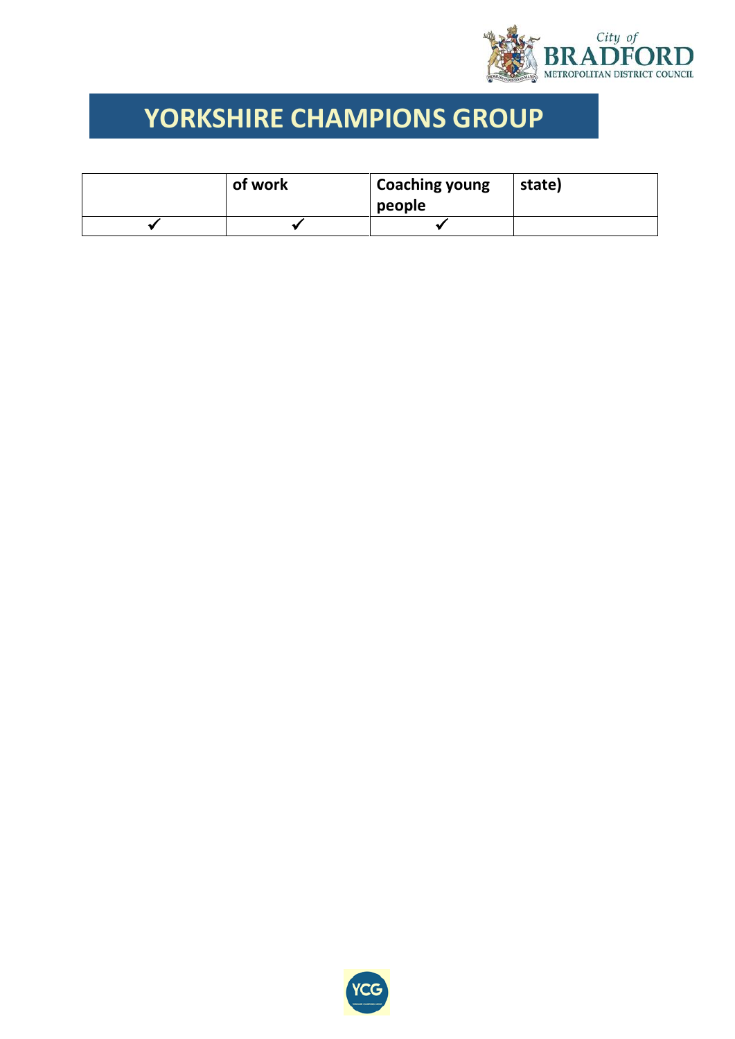# YORKSHIRE CHAMPIONS GROUP

| | of work | Coaching young people | state) |
|---|---|---|---|
| ✓ | ✓ | ✓ | |